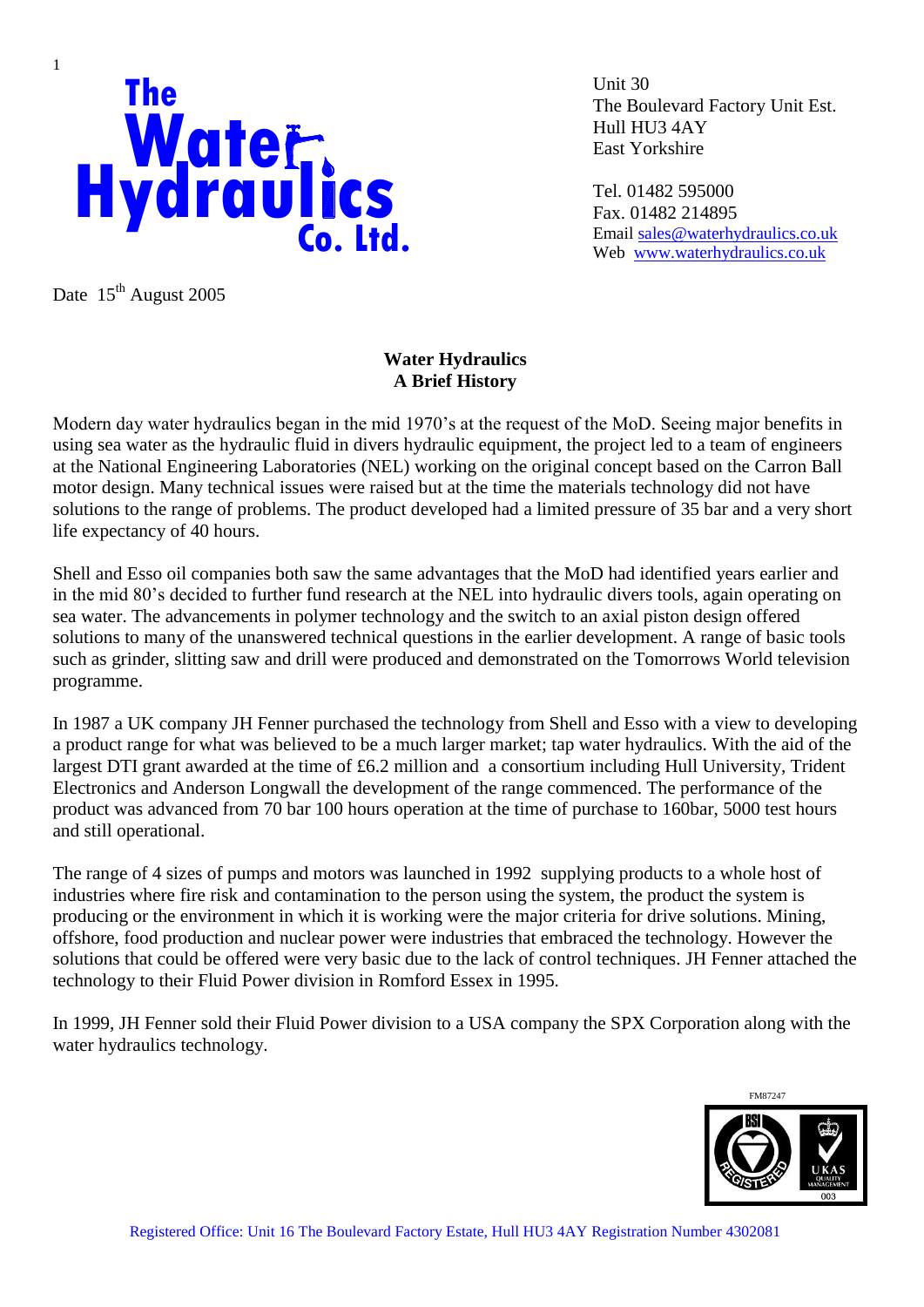The Water Hydraulics Co. Ltd.

Unit 30
The Boulevard Factory Unit Est.
Hull HU3 4AY
East Yorkshire

Tel. 01482 595000
Fax. 01482 214895
Email sales@waterhydraulics.co.uk
Web www.waterhydraulics.co.uk

Date 15th August 2005

## Water Hydraulics
## A Brief History

Modern day water hydraulics began in the mid 1970's at the request of the MoD. Seeing major benefits in using sea water as the hydraulic fluid in divers hydraulic equipment, the project led to a team of engineers at the National Engineering Laboratories (NEL) working on the original concept based on the Carron Ball motor design. Many technical issues were raised but at the time the materials technology did not have solutions to the range of problems. The product developed had a limited pressure of 35 bar and a very short life expectancy of 40 hours.

Shell and Esso oil companies both saw the same advantages that the MoD had identified years earlier and in the mid 80's decided to further fund research at the NEL into hydraulic divers tools, again operating on sea water. The advancements in polymer technology and the switch to an axial piston design offered solutions to many of the unanswered technical questions in the earlier development. A range of basic tools such as grinder, slitting saw and drill were produced and demonstrated on the Tomorrows World television programme.

In 1987 a UK company JH Fenner purchased the technology from Shell and Esso with a view to developing a product range for what was believed to be a much larger market; tap water hydraulics. With the aid of the largest DTI grant awarded at the time of £6.2 million and a consortium including Hull University, Trident Electronics and Anderson Longwall the development of the range commenced. The performance of the product was advanced from 70 bar 100 hours operation at the time of purchase to 160bar, 5000 test hours and still operational.

The range of 4 sizes of pumps and motors was launched in 1992 supplying products to a whole host of industries where fire risk and contamination to the person using the system, the product the system is producing or the environment in which it is working were the major criteria for drive solutions. Mining, offshore, food production and nuclear power were industries that embraced the technology. However the solutions that could be offered were very basic due to the lack of control techniques. JH Fenner attached the technology to their Fluid Power division in Romford Essex in 1995.

In 1999, JH Fenner sold their Fluid Power division to a USA company the SPX Corporation along with the water hydraulics technology.

FM87247

Registered Office: Unit 16 The Boulevard Factory Estate, Hull HU3 4AY Registration Number 4302081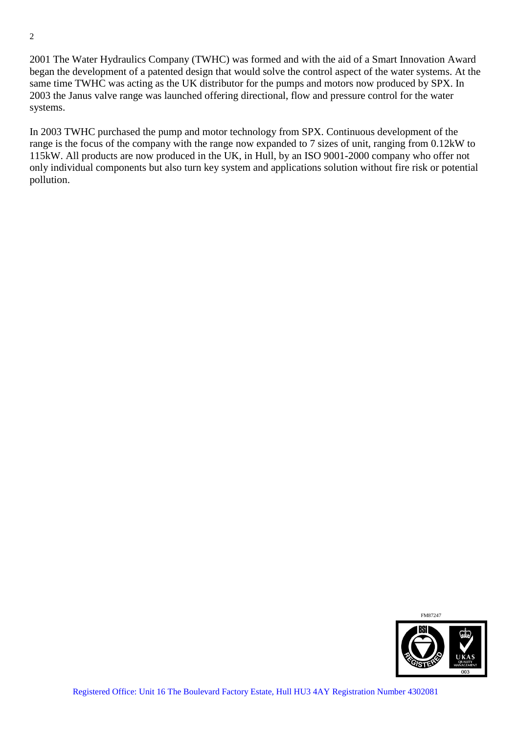2001 The Water Hydraulics Company (TWHC) was formed and with the aid of a Smart Innovation Award began the development of a patented design that would solve the control aspect of the water systems. At the same time TWHC was acting as the UK distributor for the pumps and motors now produced by SPX. In 2003 the Janus valve range was launched offering directional, flow and pressure control for the water systems.

In 2003 TWHC purchased the pump and motor technology from SPX. Continuous development of the range is the focus of the company with the range now expanded to 7 sizes of unit, ranging from 0.12kW to 115kW. All products are now produced in the UK, in Hull, by an ISO 9001-2000 company who offer not only individual components but also turn key system and applications solution without fire risk or potential pollution.

FM87247

Registered Office: Unit 16 The Boulevard Factory Estate, Hull HU3 4AY Registration Number 4302081